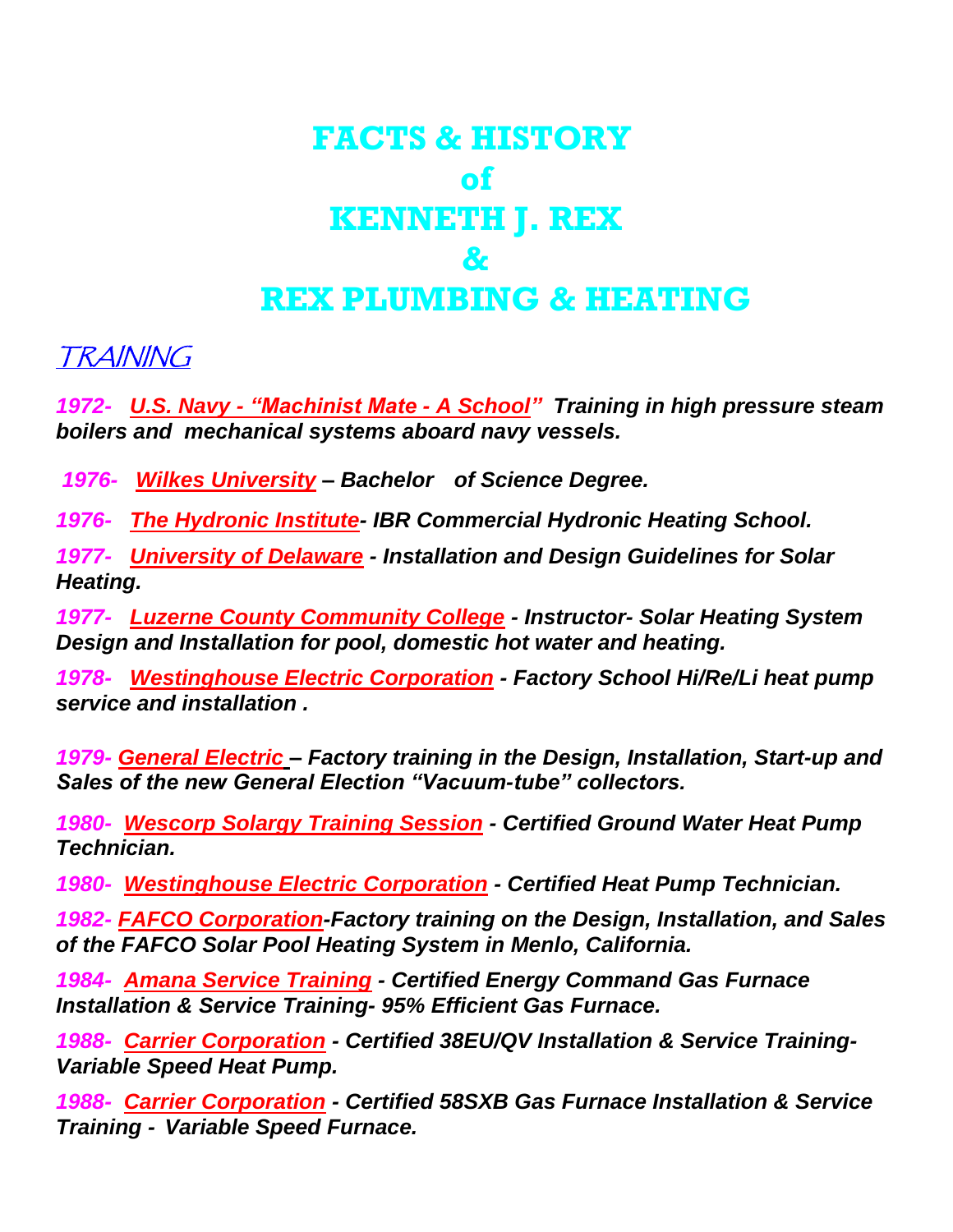# FACTS & HISTORY
# of
# KENNETH J. REX
# &
# REX PLUMBING & HEATING

## TRAINING

***1972- U.S. Navy - "Machinist Mate - A School" Training in high pressure steam boilers and mechanical systems aboard navy vessels.***

***1976- Wilkes University – Bachelor of Science Degree.***

***1976- The Hydronic Institute- IBR Commercial Hydronic Heating School.***

***1977- University of Delaware - Installation and Design Guidelines for Solar Heating.***

***1977- Luzerne County Community College - Instructor- Solar Heating System Design and Installation for pool, domestic hot water and heating.***

***1978- Westinghouse Electric Corporation - Factory School Hi/Re/Li heat pump service and installation .***

***1979- General Electric – Factory training in the Design, Installation, Start-up and Sales of the new General Election "Vacuum-tube" collectors.***

***1980- Wescorp Solargy Training Session - Certified Ground Water Heat Pump Technician.***

***1980- Westinghouse Electric Corporation - Certified Heat Pump Technician.***

***1982- FAFCO Corporation-Factory training on the Design, Installation, and Sales of the FAFCO Solar Pool Heating System in Menlo, California.***

***1984- Amana Service Training - Certified Energy Command Gas Furnace Installation & Service Training- 95% Efficient Gas Furnace.***

***1988- Carrier Corporation - Certified 38EU/QV Installation & Service Training- Variable Speed Heat Pump.***

***1988- Carrier Corporation - Certified 58SXB Gas Furnace Installation & Service Training - Variable Speed Furnace.***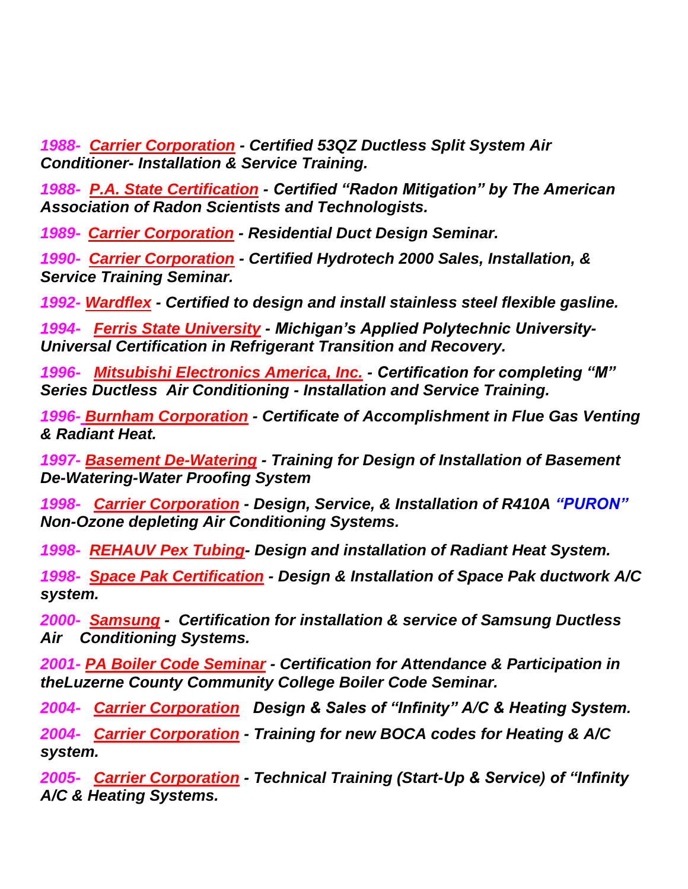***1988- Carrier Corporation - Certified 53QZ Ductless Split System Air Conditioner- Installation & Service Training.***

***1988- P.A. State Certification - Certified "Radon Mitigation" by The American Association of Radon Scientists and Technologists.***

***1989- Carrier Corporation - Residential Duct Design Seminar.***

***1990- Carrier Corporation - Certified Hydrotech 2000 Sales, Installation, & Service Training Seminar.***

***1992- Wardflex - Certified to design and install stainless steel flexible gasline.***

***1994- Ferris State University - Michigan's Applied Polytechnic University- Universal Certification in Refrigerant Transition and Recovery.***

***1996- Mitsubishi Electronics America, Inc. - Certification for completing "M" Series Ductless Air Conditioning - Installation and Service Training.***

***1996- Burnham Corporation - Certificate of Accomplishment in Flue Gas Venting & Radiant Heat.***

***1997- Basement De-Watering - Training for Design of Installation of Basement De-Watering-Water Proofing System***

***1998- Carrier Corporation - Design, Service, & Installation of R410A "PURON" Non-Ozone depleting Air Conditioning Systems.***

***1998- REHAUV Pex Tubing- Design and installation of Radiant Heat System.***

***1998- Space Pak Certification - Design & Installation of Space Pak ductwork A/C system.***

***2000- Samsung - Certification for installation & service of Samsung Ductless Air Conditioning Systems.***

***2001- PA Boiler Code Seminar - Certification for Attendance & Participation in theLuzerne County Community College Boiler Code Seminar.***

***2004- Carrier Corporation Design & Sales of "Infinity" A/C & Heating System.***

***2004- Carrier Corporation - Training for new BOCA codes for Heating & A/C system.***

***2005- Carrier Corporation - Technical Training (Start-Up & Service) of "Infinity A/C & Heating Systems.***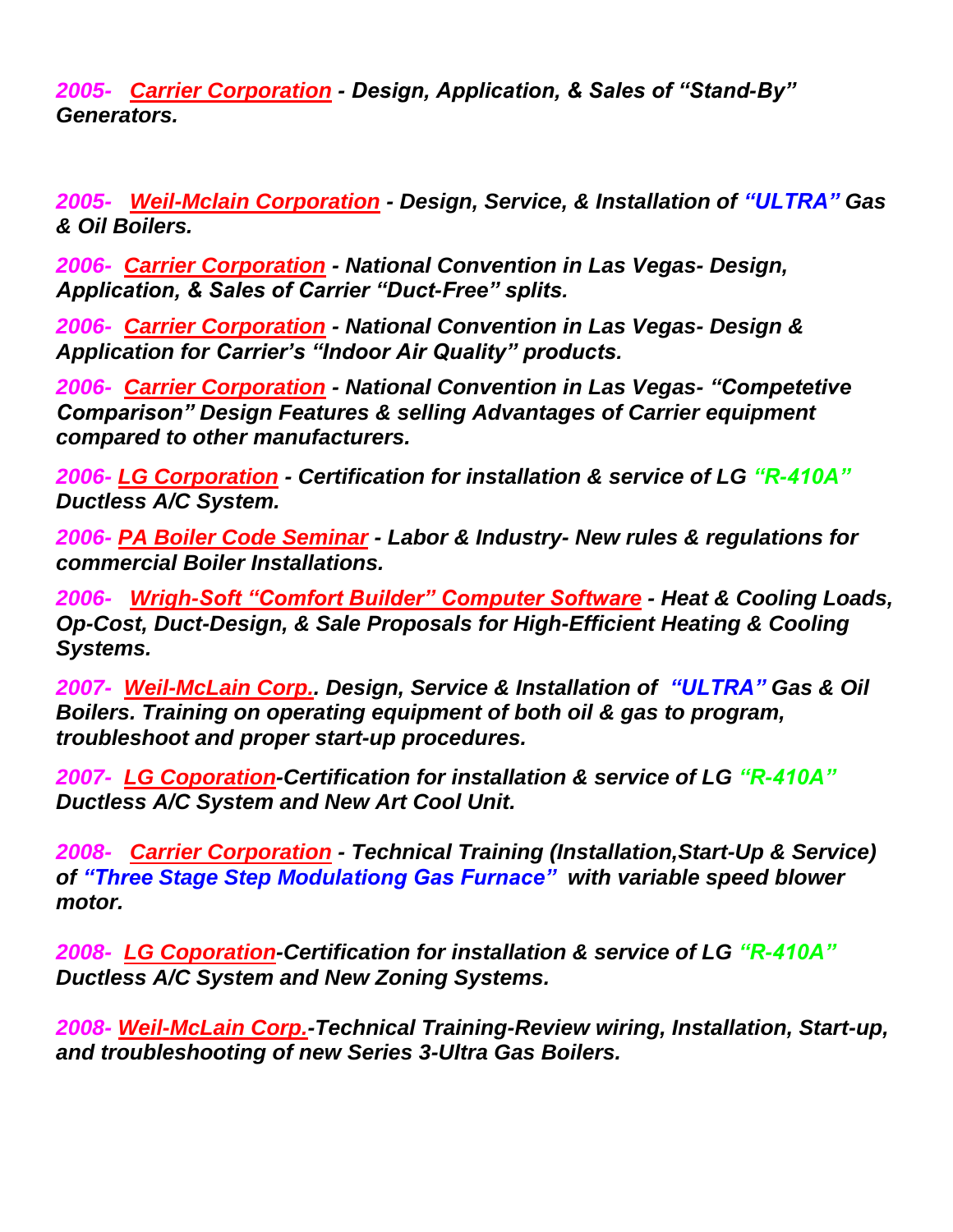***2005- Carrier Corporation - Design, Application, & Sales of "Stand-By" Generators.***

***2005- Weil-Mclain Corporation - Design, Service, & Installation of "ULTRA" Gas & Oil Boilers.***

***2006- Carrier Corporation - National Convention in Las Vegas- Design, Application, & Sales of Carrier "Duct-Free" splits.***

***2006- Carrier Corporation - National Convention in Las Vegas- Design & Application for Carrier's "Indoor Air Quality" products.***

***2006- Carrier Corporation - National Convention in Las Vegas- "Competetive Comparison" Design Features & selling Advantages of Carrier equipment compared to other manufacturers.***

***2006- LG Corporation - Certification for installation & service of LG "R-410A" Ductless A/C System.***

***2006- PA Boiler Code Seminar - Labor & Industry- New rules & regulations for commercial Boiler Installations.***

***2006- Wrigh-Soft "Comfort Builder" Computer Software - Heat & Cooling Loads, Op-Cost, Duct-Design, & Sale Proposals for High-Efficient Heating & Cooling Systems.***

***2007- Weil-McLain Corp.. Design, Service & Installation of "ULTRA" Gas & Oil Boilers. Training on operating equipment of both oil & gas to program, troubleshoot and proper start-up procedures.***

***2007- LG Coporation-Certification for installation & service of LG "R-410A" Ductless A/C System and New Art Cool Unit.***

***2008- Carrier Corporation - Technical Training (Installation,Start-Up & Service) of "Three Stage Step Modulationg Gas Furnace" with variable speed blower motor.***

***2008- LG Coporation-Certification for installation & service of LG "R-410A" Ductless A/C System and New Zoning Systems.***

***2008- Weil-McLain Corp.-Technical Training-Review wiring, Installation, Start-up, and troubleshooting of new Series 3-Ultra Gas Boilers.***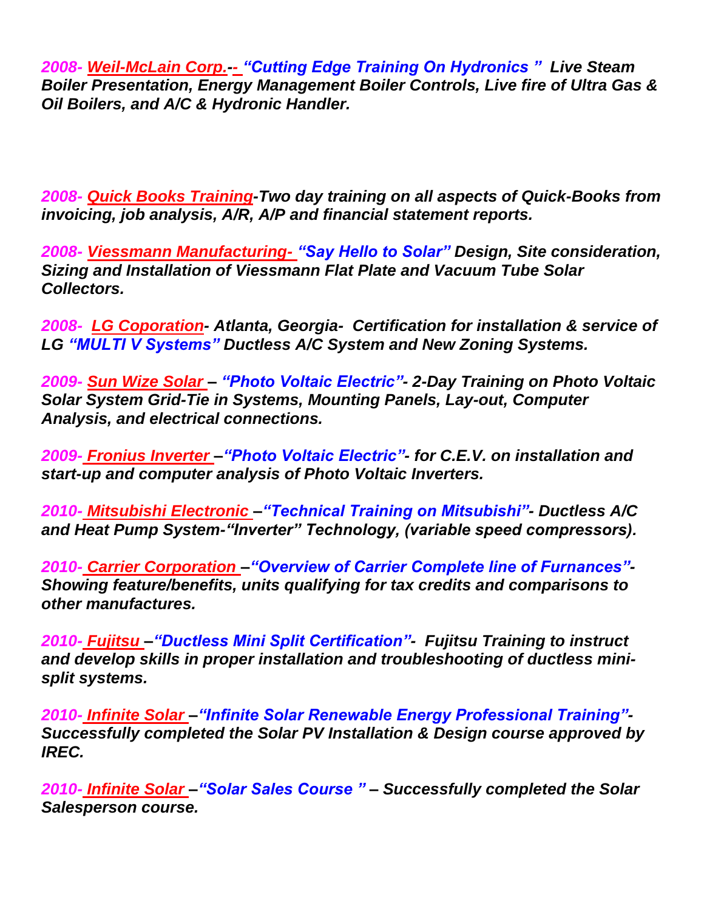***2008- Weil-McLain Corp.-- "Cutting Edge Training On Hydronics " Live Steam Boiler Presentation, Energy Management Boiler Controls, Live fire of Ultra Gas & Oil Boilers, and A/C & Hydronic Handler.***

***2008- Quick Books Training-Two day training on all aspects of Quick-Books from invoicing, job analysis, A/R, A/P and financial statement reports.***

***2008- Viessmann Manufacturing- "Say Hello to Solar" Design, Site consideration, Sizing and Installation of Viessmann Flat Plate and Vacuum Tube Solar Collectors.***

***2008- LG Coporation- Atlanta, Georgia- Certification for installation & service of LG "MULTI V Systems" Ductless A/C System and New Zoning Systems.***

***2009- Sun Wize Solar – "Photo Voltaic Electric"- 2-Day Training on Photo Voltaic Solar System Grid-Tie in Systems, Mounting Panels, Lay-out, Computer Analysis, and electrical connections.***

***2009- Fronius Inverter –"Photo Voltaic Electric"- for C.E.V. on installation and start-up and computer analysis of Photo Voltaic Inverters.***

***2010- Mitsubishi Electronic –"Technical Training on Mitsubishi"- Ductless A/C and Heat Pump System-"Inverter" Technology, (variable speed compressors).***

***2010- Carrier Corporation –"Overview of Carrier Complete line of Furnances"- Showing feature/benefits, units qualifying for tax credits and comparisons to other manufactures.***

***2010- Fujitsu –"Ductless Mini Split Certification"- Fujitsu Training to instruct and develop skills in proper installation and troubleshooting of ductless mini-split systems.***

***2010- Infinite Solar –"Infinite Solar Renewable Energy Professional Training"- Successfully completed the Solar PV Installation & Design course approved by IREC.***

***2010- Infinite Solar –"Solar Sales Course " – Successfully completed the Solar Salesperson course.***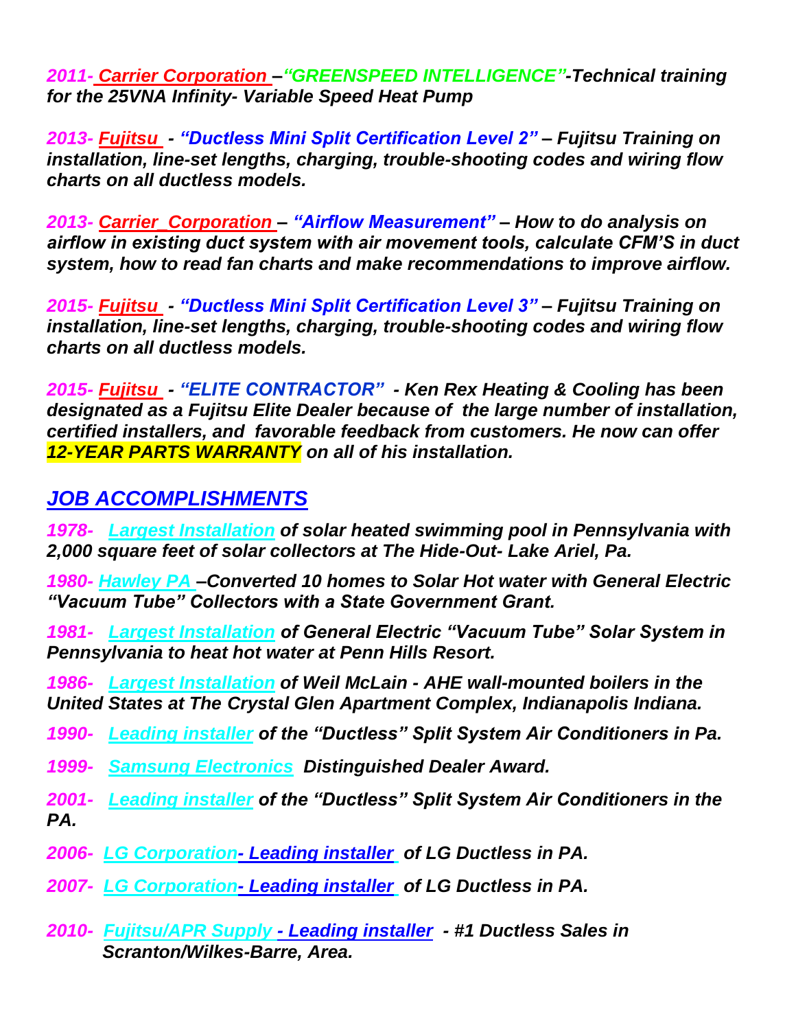***2011- Carrier Corporation –"GREENSPEED INTELLIGENCE"-Technical training for the 25VNA Infinity- Variable Speed Heat Pump***

***2013- Fujitsu - "Ductless Mini Split Certification Level 2" – Fujitsu Training on installation, line-set lengths, charging, trouble-shooting codes and wiring flow charts on all ductless models.***

***2013- Carrier_Corporation – "Airflow Measurement" – How to do analysis on airflow in existing duct system with air movement tools, calculate CFM'S in duct system, how to read fan charts and make recommendations to improve airflow.***

***2015- Fujitsu - "Ductless Mini Split Certification Level 3" – Fujitsu Training on installation, line-set lengths, charging, trouble-shooting codes and wiring flow charts on all ductless models.***

***2015- Fujitsu - "ELITE CONTRACTOR" - Ken Rex Heating & Cooling has been designated as a Fujitsu Elite Dealer because of the large number of installation, certified installers, and favorable feedback from customers. He now can offer 12-YEAR PARTS WARRANTY on all of his installation.***

## *JOB ACCOMPLISHMENTS*

***1978- Largest Installation of solar heated swimming pool in Pennsylvania with 2,000 square feet of solar collectors at The Hide-Out- Lake Ariel, Pa.***

***1980- Hawley PA –Converted 10 homes to Solar Hot water with General Electric "Vacuum Tube" Collectors with a State Government Grant.***

***1981- Largest Installation of General Electric "Vacuum Tube" Solar System in Pennsylvania to heat hot water at Penn Hills Resort.***

***1986- Largest Installation of Weil McLain - AHE wall-mounted boilers in the United States at The Crystal Glen Apartment Complex, Indianapolis Indiana.***

***1990- Leading installer of the "Ductless" Split System Air Conditioners in Pa.***

***1999- Samsung Electronics Distinguished Dealer Award.***

***2001- Leading installer of the "Ductless" Split System Air Conditioners in the PA.***

***2006- LG Corporation- Leading installer of LG Ductless in PA.***

***2007- LG Corporation- Leading installer of LG Ductless in PA.***

***2010- Fujitsu/APR Supply - Leading installer - #1 Ductless Sales in Scranton/Wilkes-Barre, Area.***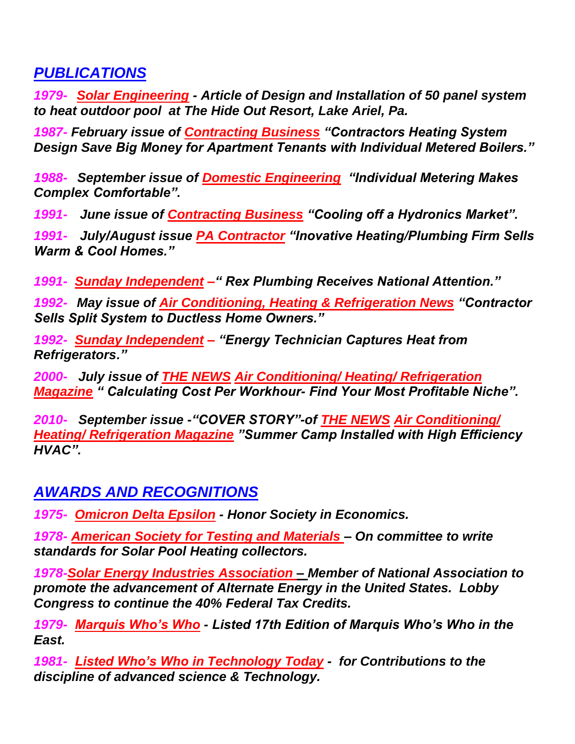## PUBLICATIONS

***1979-*** ***Solar Engineering*** ***- Article of Design and Installation of 50 panel system to heat outdoor pool at The Hide Out Resort, Lake Ariel, Pa.***

***1987- February issue of Contracting Business "Contractors Heating System Design Save Big Money for Apartment Tenants with Individual Metered Boilers."***

***1988- September issue of Domestic Engineering "Individual Metering Makes Complex Comfortable".***

***1991- June issue of Contracting Business "Cooling off a Hydronics Market".***

***1991- July/August issue PA Contractor "Inovative Heating/Plumbing Firm Sells Warm & Cool Homes."***

***1991- Sunday Independent –" Rex Plumbing Receives National Attention."***

***1992- May issue of Air Conditioning, Heating & Refrigeration News "Contractor Sells Split System to Ductless Home Owners."***

***1992- Sunday Independent – "Energy Technician Captures Heat from Refrigerators."***

***2000- July issue of THE NEWS Air Conditioning/ Heating/ Refrigeration Magazine " Calculating Cost Per Workhour- Find Your Most Profitable Niche".***

***2010- September issue -"COVER STORY"-of THE NEWS Air Conditioning/ Heating/ Refrigeration Magazine "Summer Camp Installed with High Efficiency HVAC".***

## AWARDS AND RECOGNITIONS

***1975- Omicron Delta Epsilon - Honor Society in Economics.***

***1978- American Society for Testing and Materials – On committee to write standards for Solar Pool Heating collectors.***

***1978-Solar Energy Industries Association – Member of National Association to promote the advancement of Alternate Energy in the United States. Lobby Congress to continue the 40% Federal Tax Credits.***

***1979- Marquis Who's Who - Listed 17th Edition of Marquis Who's Who in the East.***

***1981- Listed Who's Who in Technology Today - for Contributions to the discipline of advanced science & Technology.***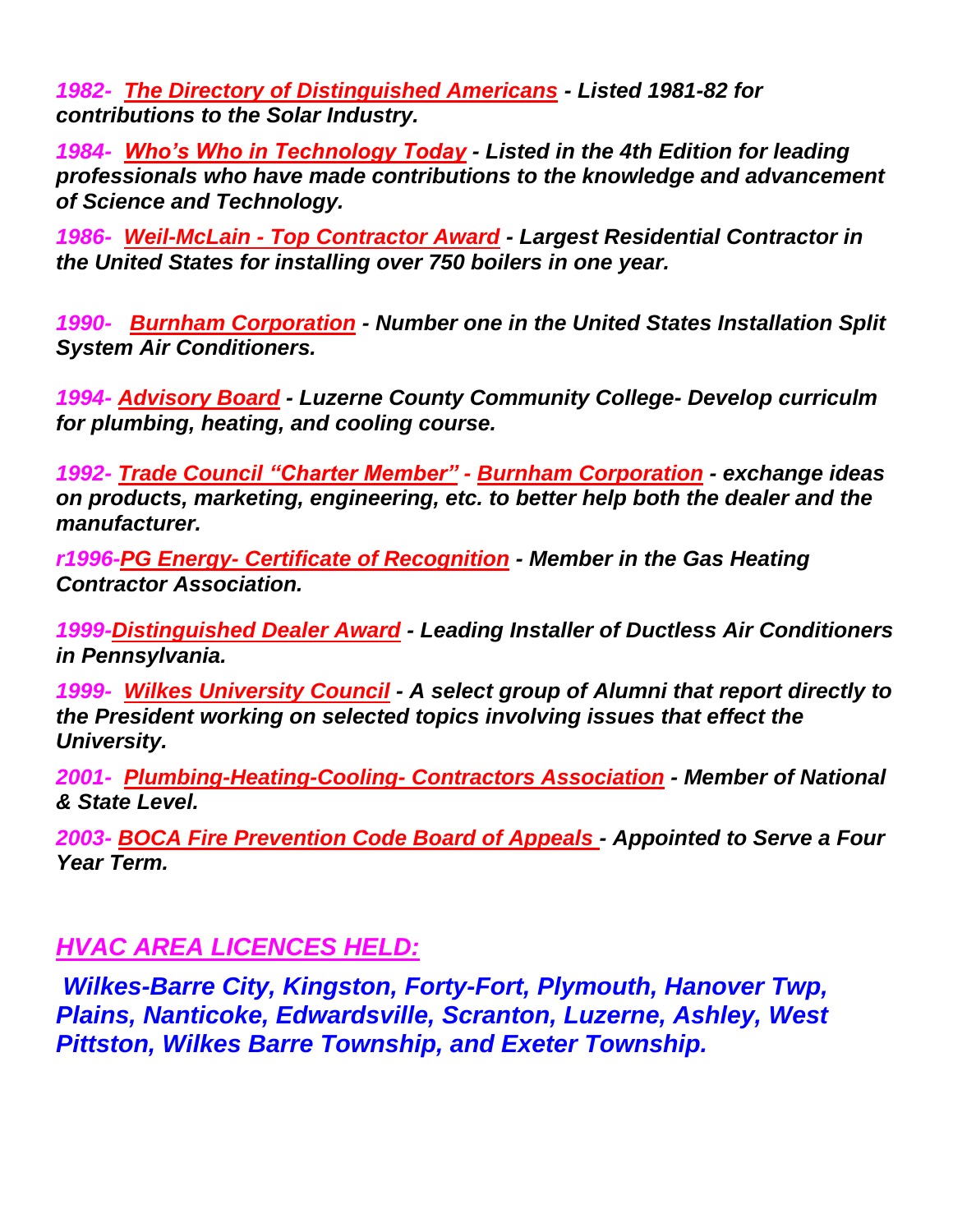*1982- The Directory of Distinguished Americans - Listed 1981-82 for contributions to the Solar Industry.*

*1984- Who's Who in Technology Today - Listed in the 4th Edition for leading professionals who have made contributions to the knowledge and advancement of Science and Technology.*

*1986- Weil-McLain - Top Contractor Award - Largest Residential Contractor in the United States for installing over 750 boilers in one year.*

*1990- Burnham Corporation - Number one in the United States Installation Split System Air Conditioners.*

*1994- Advisory Board - Luzerne County Community College- Develop curriculm for plumbing, heating, and cooling course.*

*1992- Trade Council "Charter Member" - Burnham Corporation - exchange ideas on products, marketing, engineering, etc. to better help both the dealer and the manufacturer.*

*r1996-PG Energy- Certificate of Recognition - Member in the Gas Heating Contractor Association.*

*1999-Distinguished Dealer Award - Leading Installer of Ductless Air Conditioners in Pennsylvania.*

*1999- Wilkes University Council - A select group of Alumni that report directly to the President working on selected topics involving issues that effect the University.*

*2001- Plumbing-Heating-Cooling- Contractors Association - Member of National & State Level.*

*2003- BOCA Fire Prevention Code Board of Appeals - Appointed to Serve a Four Year Term.*

## *HVAC AREA LICENCES HELD:*

*Wilkes-Barre City, Kingston, Forty-Fort, Plymouth, Hanover Twp, Plains, Nanticoke, Edwardsville, Scranton, Luzerne, Ashley, West Pittston, Wilkes Barre Township, and Exeter Township.*